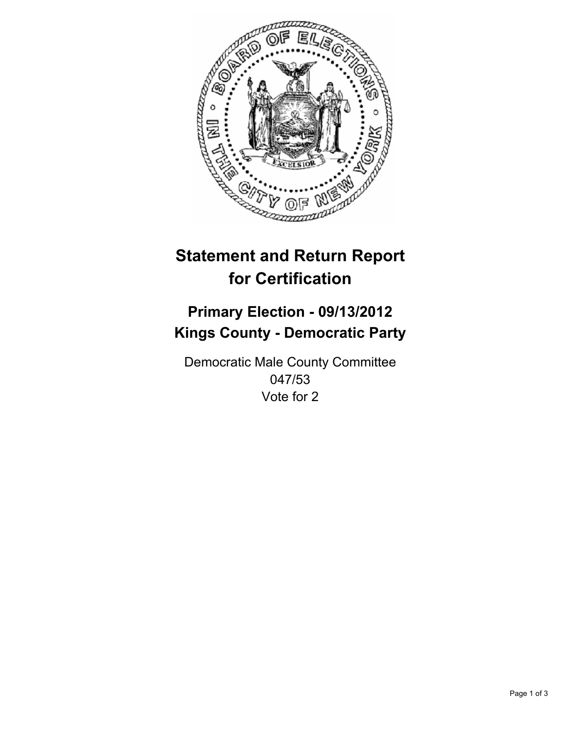# Statement and Return Report for Certification

## Primary Election - 09/13/2012
## Kings County - Democratic Party

Democratic Male County Committee
047/53
Vote for 2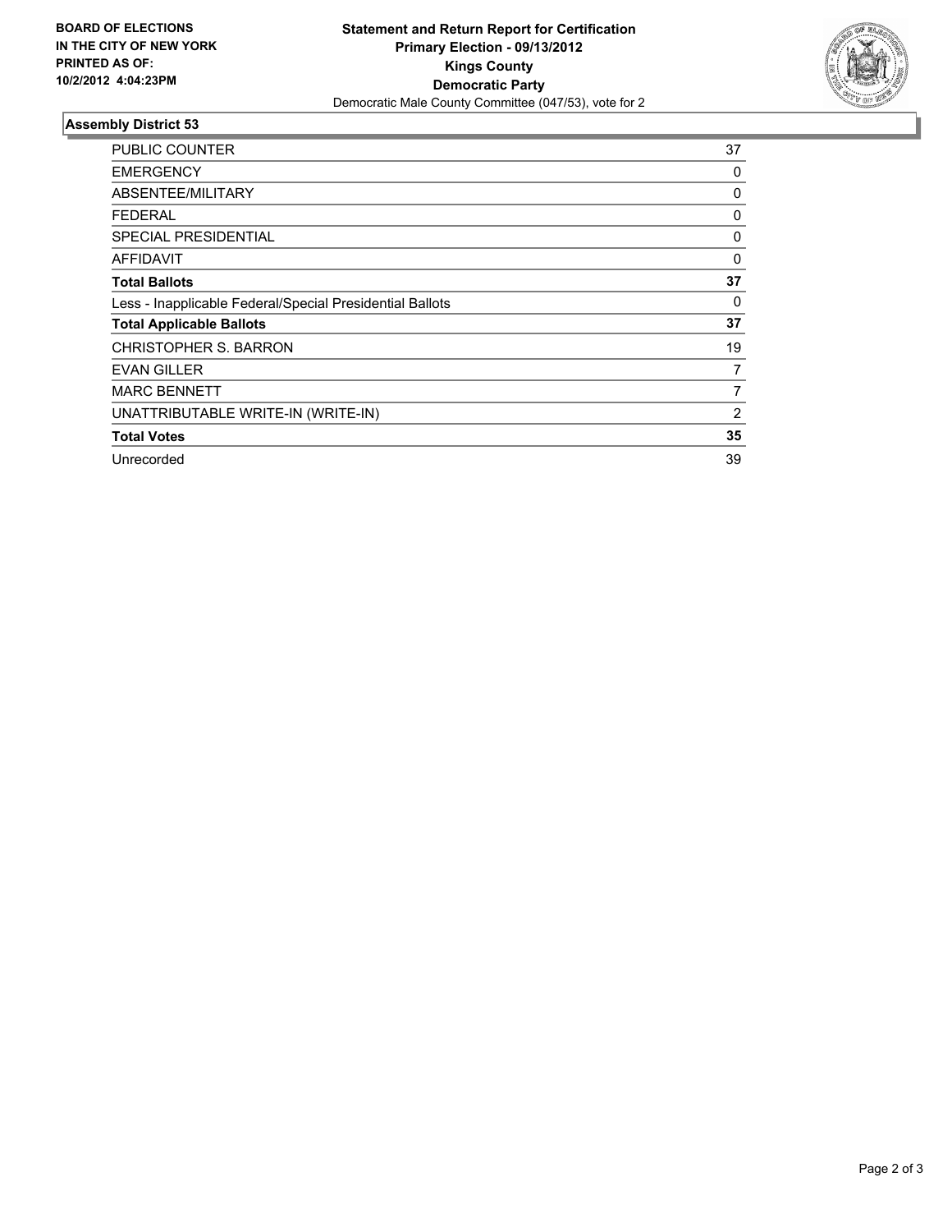**BOARD OF ELECTIONS IN THE CITY OF NEW YORK**
**PRINTED AS OF: 10/2/2012 4:04:23PM**

# Statement and Return Report for Certification
## Primary Election - 09/13/2012
## Kings County
## Democratic Party

Democratic Male County Committee (047/53), vote for 2

### Assembly District 53

| | |
|---|---|
| PUBLIC COUNTER | 37 |
| EMERGENCY | 0 |
| ABSENTEE/MILITARY | 0 |
| FEDERAL | 0 |
| SPECIAL PRESIDENTIAL | 0 |
| AFFIDAVIT | 0 |
| **Total Ballots** | **37** |
| Less - Inapplicable Federal/Special Presidential Ballots | 0 |
| **Total Applicable Ballots** | **37** |
| CHRISTOPHER S. BARRON | 19 |
| EVAN GILLER | 7 |
| MARC BENNETT | 7 |
| UNATTRIBUTABLE WRITE-IN (WRITE-IN) | 2 |
| **Total Votes** | **35** |
| Unrecorded | 39 |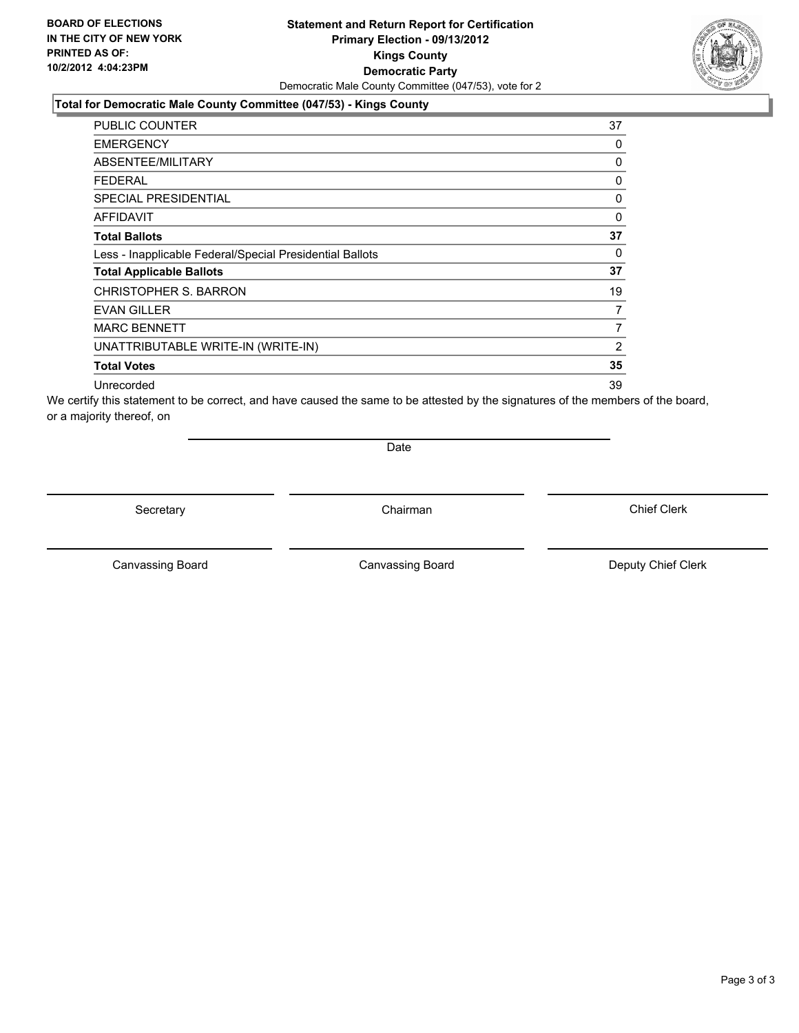**BOARD OF ELECTIONS IN THE CITY OF NEW YORK PRINTED AS OF: 10/2/2012 4:04:23PM**

**Statement and Return Report for Certification**
**Primary Election - 09/13/2012**
**Kings County**
**Democratic Party**
Democratic Male County Committee (047/53), vote for 2

### Total for Democratic Male County Committee (047/53) - Kings County

| | |
|---|---|
| PUBLIC COUNTER | 37 |
| EMERGENCY | 0 |
| ABSENTEE/MILITARY | 0 |
| FEDERAL | 0 |
| SPECIAL PRESIDENTIAL | 0 |
| AFFIDAVIT | 0 |
| **Total Ballots** | **37** |
| Less - Inapplicable Federal/Special Presidential Ballots | 0 |
| **Total Applicable Ballots** | **37** |
| CHRISTOPHER S. BARRON | 19 |
| EVAN GILLER | 7 |
| MARC BENNETT | 7 |
| UNATTRIBUTABLE WRITE-IN (WRITE-IN) | 2 |
| **Total Votes** | **35** |
| Unrecorded | 39 |

We certify this statement to be correct, and have caused the same to be attested by the signatures of the members of the board, or a majority thereof, on

Date

Secretary

Chairman

Chief Clerk

Canvassing Board

Canvassing Board

Deputy Chief Clerk